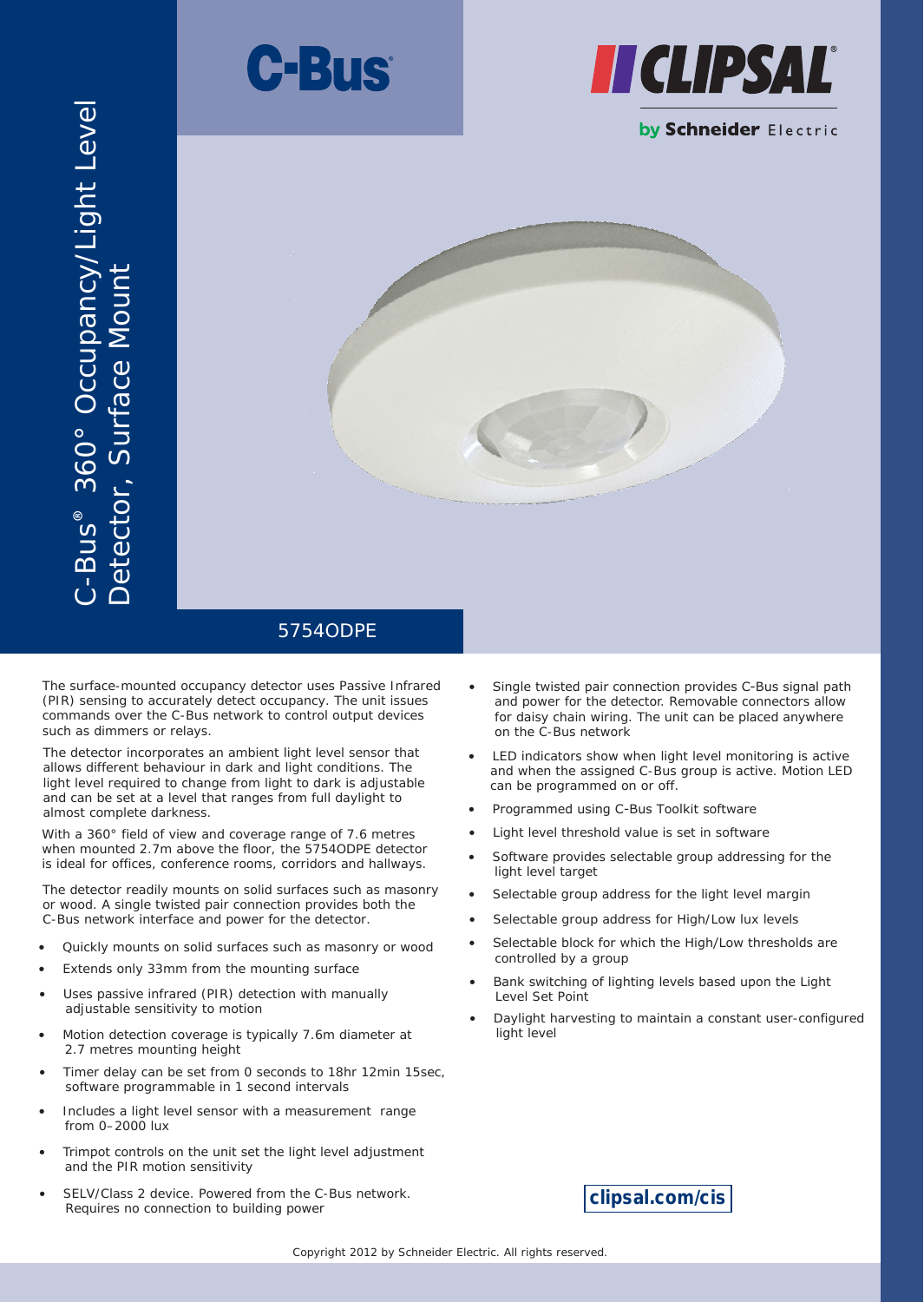C-Bus

CLIPSAL by Schneider Electric

# C-Bus® 360° Occupancy/Light Level Detector, Surface Mount

## 5754ODPE

The surface-mounted occupancy detector uses Passive Infrared (PIR) sensing to accurately detect occupancy. The unit issues commands over the C-Bus network to control output devices such as dimmers or relays.

The detector incorporates an ambient light level sensor that allows different behaviour in dark and light conditions. The light level required to change from light to dark is adjustable and can be set at a level that ranges from full daylight to almost complete darkness.

With a 360° field of view and coverage range of 7.6 metres when mounted 2.7m above the floor, the 5754ODPE detector is ideal for offices, conference rooms, corridors and hallways.

The detector readily mounts on solid surfaces such as masonry or wood. A single twisted pair connection provides both the C-Bus network interface and power for the detector.

- Quickly mounts on solid surfaces such as masonry or wood
- Extends only 33mm from the mounting surface
- Uses passive infrared (PIR) detection with manually adjustable sensitivity to motion
- Motion detection coverage is typically 7.6m diameter at 2.7 metres mounting height
- Timer delay can be set from 0 seconds to 18hr 12min 15sec, software programmable in 1 second intervals
- Includes a light level sensor with a measurement range from 0–2000 lux
- Trimpot controls on the unit set the light level adjustment and the PIR motion sensitivity
- SELV/Class 2 device. Powered from the C-Bus network. Requires no connection to building power
- Single twisted pair connection provides C-Bus signal path and power for the detector. Removable connectors allow for daisy chain wiring. The unit can be placed anywhere on the C-Bus network
- LED indicators show when light level monitoring is active and when the assigned C-Bus group is active. Motion LED can be programmed on or off.
- Programmed using C-Bus Toolkit software
- Light level threshold value is set in software
- Software provides selectable group addressing for the light level target
- Selectable group address for the light level margin
- Selectable group address for High/Low lux levels
- Selectable block for which the High/Low thresholds are controlled by a group
- Bank switching of lighting levels based upon the Light Level Set Point
- Daylight harvesting to maintain a constant user-configured light level

clipsal.com/cis

Copyright 2012 by Schneider Electric. All rights reserved.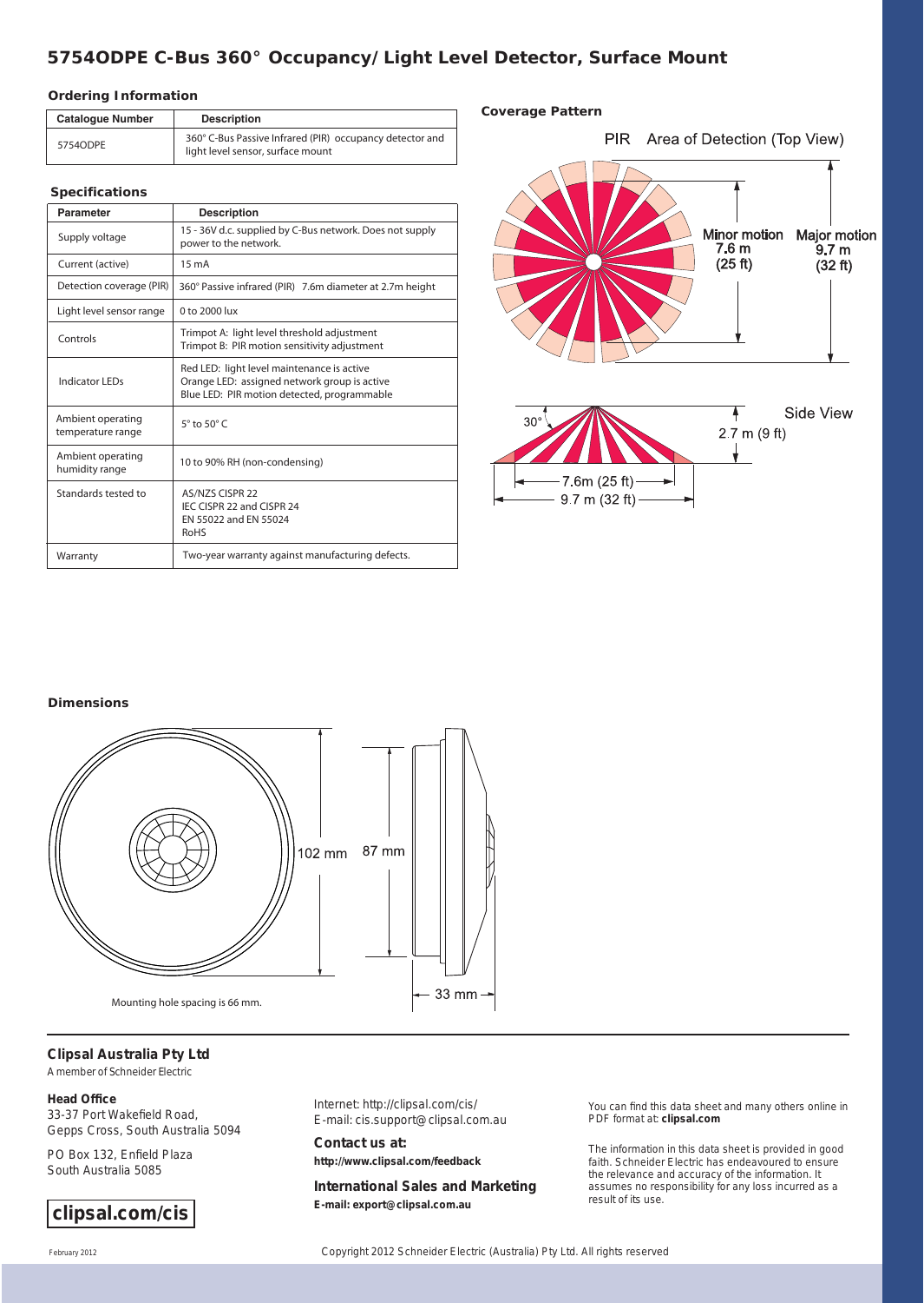# 5754ODPE C-Bus 360° Occupancy/Light Level Detector, Surface Mount

## Ordering Information

| Catalogue Number | Description |
|---|---|
| 5754ODPE | 360° C-Bus Passive Infrared (PIR) occupancy detector and light level sensor, surface mount |

## Specifications

| Parameter | Description |
|---|---|
| Supply voltage | 15 - 36V d.c. supplied by C-Bus network. Does not supply power to the network. |
| Current (active) | 15 mA |
| Detection coverage (PIR) | 360° Passive infrared (PIR) 7.6m diameter at 2.7m height |
| Light level sensor range | 0 to 2000 lux |
| Controls | Trimpot A: light level threshold adjustment<br>Trimpot B: PIR motion sensitivity adjustment |
| Indicator LEDs | Red LED: light level maintenance is active<br>Orange LED: assigned network group is active<br>Blue LED: PIR motion detected, programmable |
| Ambient operating temperature range | 5° to 50° C |
| Ambient operating humidity range | 10 to 90% RH (non-condensing) |
| Standards tested to | AS/NZS CISPR 22<br>IEC CISPR 22 and CISPR 24<br>EN 55022 and EN 55024<br>RoHS |
| Warranty | Two-year warranty against manufacturing defects. |

## Coverage Pattern

PIR Area of Detection (Top View)

Minor motion
7.6 m
(25 ft)

Major motion
9.7 m
(32 ft)

Side View

30°

2.7 m (9 ft)

7.6m (25 ft)

9.7 m (32 ft)

## Dimensions

102 mm

87 mm

33 mm

Mounting hole spacing is 66 mm.

---

**Clipsal Australia Pty Ltd**
A member of Schneider Electric

**Head Office**
33-37 Port Wakefield Road,
Gepps Cross, South Australia 5094

PO Box 132, Enfield Plaza
South Australia 5085

**clipsal.com/cis**

Internet: http://clipsal.com/cis/
E-mail: cis.support@clipsal.com.au

**Contact us at:**
**http://www.clipsal.com/feedback**

**International Sales and Marketing**
**E-mail: export@clipsal.com.au**

You can find this data sheet and many others online in PDF format at: **clipsal.com**

The information in this data sheet is provided in good faith. Schneider Electric has endeavoured to ensure the relevance and accuracy of the information. It assumes no responsibility for any loss incurred as a result of its use.

February 2012

Copyright 2012 Schneider Electric (Australia) Pty Ltd. All rights reserved